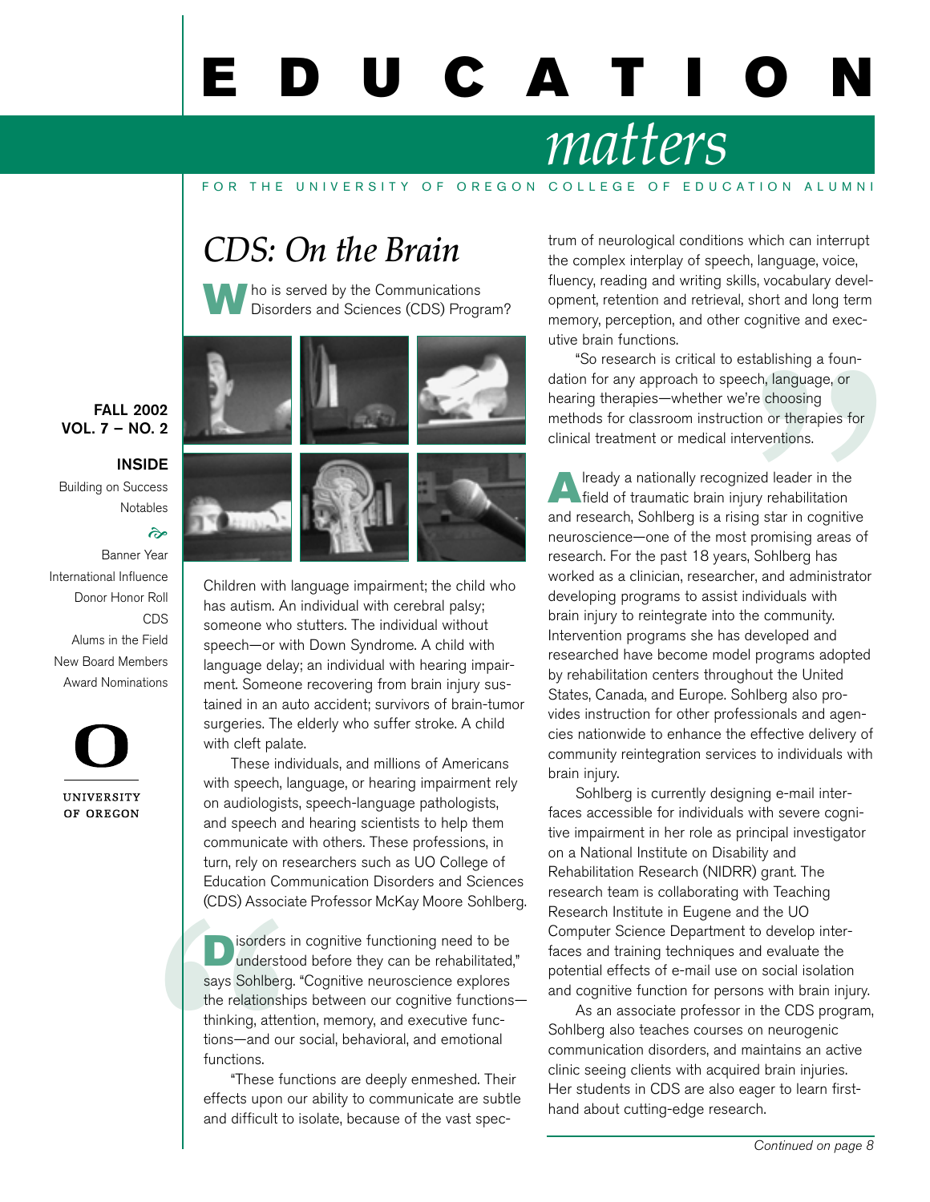# EDUCATION *matters*

FOR THE UNIVERSITY OF OREGON COLLEGE OF EDUCATION ALUMNI

**FALL 2002**
**VOL. 7 – NO. 2**

**INSIDE**

- Building on Success
- Notables
- Banner Year
- International Influence
- Donor Honor Roll
- CDS
- Alums in the Field
- New Board Members
- Award Nominations

UNIVERSITY OF OREGON

## *CDS: On the Brain*

Who is served by the Communications Disorders and Sciences (CDS) Program?

Children with language impairment; the child who has autism. An individual with cerebral palsy; someone who stutters. The individual without speech—or with Down Syndrome. A child with language delay; an individual with hearing impairment. Someone recovering from brain injury sustained in an auto accident; survivors of brain-tumor surgeries. The elderly who suffer stroke. A child with cleft palate.

These individuals, and millions of Americans with speech, language, or hearing impairment rely on audiologists, speech-language pathologists, and speech and hearing scientists to help them communicate with others. These professions, in turn, rely on researchers such as UO College of Education Communication Disorders and Sciences (CDS) Associate Professor McKay Moore Sohlberg.

"Disorders in cognitive functioning need to be understood before they can be rehabilitated," says Sohlberg. "Cognitive neuroscience explores the relationships between our cognitive functions—thinking, attention, memory, and executive functions—and our social, behavioral, and emotional functions.

"These functions are deeply enmeshed. Their effects upon our ability to communicate are subtle and difficult to isolate, because of the vast spectrum of neurological conditions which can interrupt the complex interplay of speech, language, voice, fluency, reading and writing skills, vocabulary development, retention and retrieval, short and long term memory, perception, and other cognitive and executive brain functions.

"So research is critical to establishing a foundation for any approach to speech, language, or hearing therapies—whether we're choosing methods for classroom instruction or therapies for clinical treatment or medical interventions."

Already a nationally recognized leader in the field of traumatic brain injury rehabilitation and research, Sohlberg is a rising star in cognitive neuroscience—one of the most promising areas of research. For the past 18 years, Sohlberg has worked as a clinician, researcher, and administrator developing programs to assist individuals with brain injury to reintegrate into the community. Intervention programs she has developed and researched have become model programs adopted by rehabilitation centers throughout the United States, Canada, and Europe. Sohlberg also provides instruction for other professionals and agencies nationwide to enhance the effective delivery of community reintegration services to individuals with brain injury.

Sohlberg is currently designing e-mail interfaces accessible for individuals with severe cognitive impairment in her role as principal investigator on a National Institute on Disability and Rehabilitation Research (NIDRR) grant. The research team is collaborating with Teaching Research Institute in Eugene and the UO Computer Science Department to develop interfaces and training techniques and evaluate the potential effects of e-mail use on social isolation and cognitive function for persons with brain injury.

As an associate professor in the CDS program, Sohlberg also teaches courses on neurogenic communication disorders, and maintains an active clinic seeing clients with acquired brain injuries. Her students in CDS are also eager to learn firsthand about cutting-edge research.

*Continued on page 8*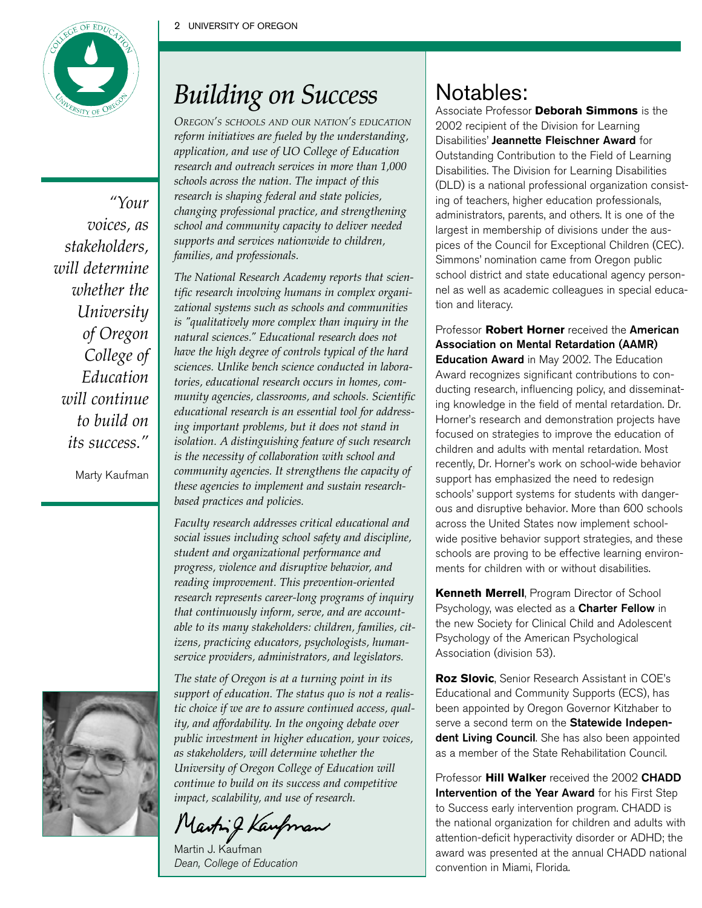*"Your voices, as stakeholders, will determine whether the University of Oregon College of Education will continue to build on its success."*

Marty Kaufman

# *Building on Success*

*Oregon's schools and our nation's education reform initiatives are fueled by the understanding, application, and use of UO College of Education research and outreach services in more than 1,000 schools across the nation. The impact of this research is shaping federal and state policies, changing professional practice, and strengthening school and community capacity to deliver needed supports and services nationwide to children, families, and professionals.*

*The National Research Academy reports that scientific research involving humans in complex organizational systems such as schools and communities is "qualitatively more complex than inquiry in the natural sciences." Educational research does not have the high degree of controls typical of the hard sciences. Unlike bench science conducted in laboratories, educational research occurs in homes, community agencies, classrooms, and schools. Scientific educational research is an essential tool for addressing important problems, but it does not stand in isolation. A distinguishing feature of such research is the necessity of collaboration with school and community agencies. It strengthens the capacity of these agencies to implement and sustain research-based practices and policies.*

*Faculty research addresses critical educational and social issues including school safety and discipline, student and organizational performance and progress, violence and disruptive behavior, and reading improvement. This prevention-oriented research represents career-long programs of inquiry that continuously inform, serve, and are accountable to its many stakeholders: children, families, citizens, practicing educators, psychologists, human-service providers, administrators, and legislators.*

*The state of Oregon is at a turning point in its support of education. The status quo is not a realistic choice if we are to assure continued access, quality, and affordability. In the ongoing debate over public investment in higher education, your voices, as stakeholders, will determine whether the University of Oregon College of Education will continue to build on its success and competitive impact, scalability, and use of research.*

Martin J. Kaufman
*Dean, College of Education*

# Notables:

Associate Professor **Deborah Simmons** is the 2002 recipient of the Division for Learning Disabilities' **Jeannette Fleischner Award** for Outstanding Contribution to the Field of Learning Disabilities. The Division for Learning Disabilities (DLD) is a national professional organization consisting of teachers, higher education professionals, administrators, parents, and others. It is one of the largest in membership of divisions under the auspices of the Council for Exceptional Children (CEC). Simmons' nomination came from Oregon public school district and state educational agency personnel as well as academic colleagues in special education and literacy.

Professor **Robert Horner** received the **American Association on Mental Retardation (AAMR) Education Award** in May 2002. The Education Award recognizes significant contributions to conducting research, influencing policy, and disseminating knowledge in the field of mental retardation. Dr. Horner's research and demonstration projects have focused on strategies to improve the education of children and adults with mental retardation. Most recently, Dr. Horner's work on school-wide behavior support has emphasized the need to redesign schools' support systems for students with dangerous and disruptive behavior. More than 600 schools across the United States now implement school-wide positive behavior support strategies, and these schools are proving to be effective learning environments for children with or without disabilities.

**Kenneth Merrell**, Program Director of School Psychology, was elected as a **Charter Fellow** in the new Society for Clinical Child and Adolescent Psychology of the American Psychological Association (division 53).

**Roz Slovic**, Senior Research Assistant in COE's Educational and Community Supports (ECS), has been appointed by Oregon Governor Kitzhaber to serve a second term on the **Statewide Independent Living Council**. She has also been appointed as a member of the State Rehabilitation Council.

Professor **Hill Walker** received the 2002 **CHADD Intervention of the Year Award** for his First Step to Success early intervention program. CHADD is the national organization for children and adults with attention-deficit hyperactivity disorder or ADHD; the award was presented at the annual CHADD national convention in Miami, Florida.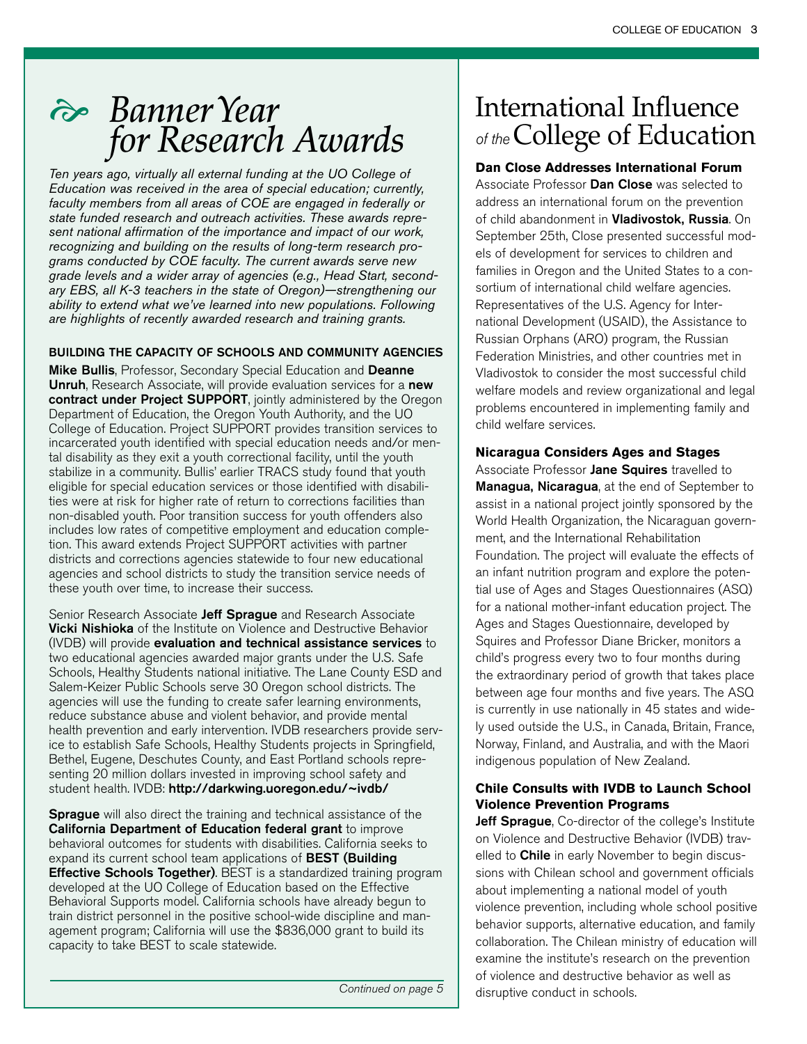# *Banner Year for Research Awards*

*Ten years ago, virtually all external funding at the UO College of Education was received in the area of special education; currently, faculty members from all areas of COE are engaged in federally or state funded research and outreach activities. These awards represent national affirmation of the importance and impact of our work, recognizing and building on the results of long-term research programs conducted by COE faculty. The current awards serve new grade levels and a wider array of agencies (e.g., Head Start, secondary EBS, all K-3 teachers in the state of Oregon)—strengthening our ability to extend what we've learned into new populations. Following are highlights of recently awarded research and training grants.*

### BUILDING THE CAPACITY OF SCHOOLS AND COMMUNITY AGENCIES

**Mike Bullis**, Professor, Secondary Special Education and **Deanne Unruh**, Research Associate, will provide evaluation services for a **new contract under Project SUPPORT**, jointly administered by the Oregon Department of Education, the Oregon Youth Authority, and the UO College of Education. Project SUPPORT provides transition services to incarcerated youth identified with special education needs and/or mental disability as they exit a youth correctional facility, until the youth stabilize in a community. Bullis' earlier TRACS study found that youth eligible for special education services or those identified with disabilities were at risk for higher rate of return to corrections facilities than non-disabled youth. Poor transition success for youth offenders also includes low rates of competitive employment and education completion. This award extends Project SUPPORT activities with partner districts and corrections agencies statewide to four new educational agencies and school districts to study the transition service needs of these youth over time, to increase their success.

Senior Research Associate **Jeff Sprague** and Research Associate **Vicki Nishioka** of the Institute on Violence and Destructive Behavior (IVDB) will provide **evaluation and technical assistance services** to two educational agencies awarded major grants under the U.S. Safe Schools, Healthy Students national initiative. The Lane County ESD and Salem-Keizer Public Schools serve 30 Oregon school districts. The agencies will use the funding to create safer learning environments, reduce substance abuse and violent behavior, and provide mental health prevention and early intervention. IVDB researchers provide service to establish Safe Schools, Healthy Students projects in Springfield, Bethel, Eugene, Deschutes County, and East Portland schools representing 20 million dollars invested in improving school safety and student health. IVDB: **http://darkwing.uoregon.edu/~ivdb/**

**Sprague** will also direct the training and technical assistance of the **California Department of Education federal grant** to improve behavioral outcomes for students with disabilities. California seeks to expand its current school team applications of **BEST (Building Effective Schools Together)**. BEST is a standardized training program developed at the UO College of Education based on the Effective Behavioral Supports model. California schools have already begun to train district personnel in the positive school-wide discipline and management program; California will use the $836,000 grant to build its capacity to take BEST to scale statewide.

*Continued on page 5*

# International Influence *of the* College of Education

### Dan Close Addresses International Forum

Associate Professor **Dan Close** was selected to address an international forum on the prevention of child abandonment in **Vladivostok, Russia**. On September 25th, Close presented successful models of development for services to children and families in Oregon and the United States to a consortium of international child welfare agencies. Representatives of the U.S. Agency for International Development (USAID), the Assistance to Russian Orphans (ARO) program, the Russian Federation Ministries, and other countries met in Vladivostok to consider the most successful child welfare models and review organizational and legal problems encountered in implementing family and child welfare services.

### Nicaragua Considers Ages and Stages

Associate Professor **Jane Squires** travelled to **Managua, Nicaragua**, at the end of September to assist in a national project jointly sponsored by the World Health Organization, the Nicaraguan government, and the International Rehabilitation Foundation. The project will evaluate the effects of an infant nutrition program and explore the potential use of Ages and Stages Questionnaires (ASQ) for a national mother-infant education project. The Ages and Stages Questionnaire, developed by Squires and Professor Diane Bricker, monitors a child's progress every two to four months during the extraordinary period of growth that takes place between age four months and five years. The ASQ is currently in use nationally in 45 states and widely used outside the U.S., in Canada, Britain, France, Norway, Finland, and Australia, and with the Maori indigenous population of New Zealand.

### Chile Consults with IVDB to Launch School Violence Prevention Programs

**Jeff Sprague**, Co-director of the college's Institute on Violence and Destructive Behavior (IVDB) travelled to **Chile** in early November to begin discussions with Chilean school and government officials about implementing a national model of youth violence prevention, including whole school positive behavior supports, alternative education, and family collaboration. The Chilean ministry of education will examine the institute's research on the prevention of violence and destructive behavior as well as disruptive conduct in schools.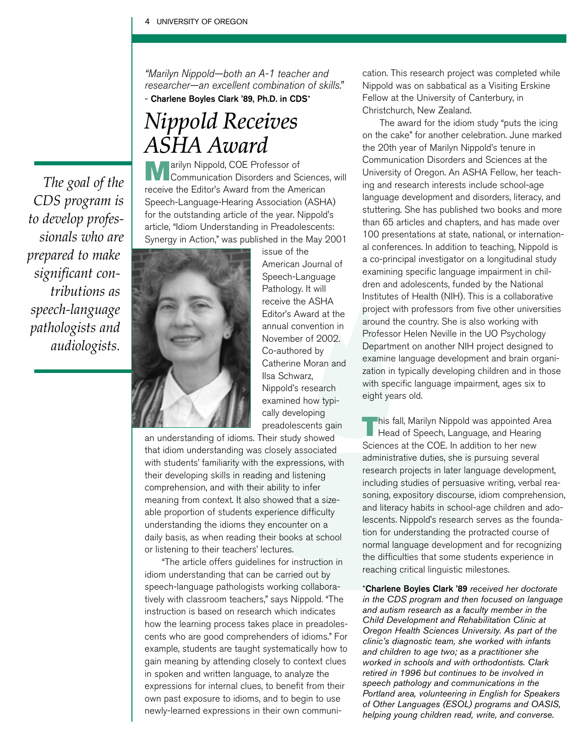*"Marilyn Nippold—both an A-1 teacher and researcher—an excellent combination of skills."*
- **Charlene Boyles Clark '89, Ph.D. in CDS***

# *Nippold Receives ASHA Award*

*The goal of the CDS program is to develop professionals who are prepared to make significant contributions as speech-language pathologists and audiologists.*

Marilyn Nippold, COE Professor of Communication Disorders and Sciences, will receive the Editor's Award from the American Speech-Language-Hearing Association (ASHA) for the outstanding article of the year. Nippold's article, "Idiom Understanding in Preadolescents: Synergy in Action," was published in the May 2001 issue of the American Journal of Speech-Language Pathology. It will receive the ASHA Editor's Award at the annual convention in November of 2002. Co-authored by Catherine Moran and Ilsa Schwarz, Nippold's research examined how typically developing preadolescents gain an understanding of idioms. Their study showed that idiom understanding was closely associated with students' familiarity with the expressions, with their developing skills in reading and listening comprehension, and with their ability to infer meaning from context. It also showed that a sizeable proportion of students experience difficulty understanding the idioms they encounter on a daily basis, as when reading their books at school or listening to their teachers' lectures.

"The article offers guidelines for instruction in idiom understanding that can be carried out by speech-language pathologists working collaboratively with classroom teachers," says Nippold. "The instruction is based on research which indicates how the learning process takes place in preadolescents who are good comprehenders of idioms." For example, students are taught systematically how to gain meaning by attending closely to context clues in spoken and written language, to analyze the expressions for internal clues, to benefit from their own past exposure to idioms, and to begin to use newly-learned expressions in their own communication. This research project was completed while Nippold was on sabbatical as a Visiting Erskine Fellow at the University of Canterbury, in Christchurch, New Zealand.

The award for the idiom study "puts the icing on the cake" for another celebration. June marked the 20th year of Marilyn Nippold's tenure in Communication Disorders and Sciences at the University of Oregon. An ASHA Fellow, her teaching and research interests include school-age language development and disorders, literacy, and stuttering. She has published two books and more than 65 articles and chapters, and has made over 100 presentations at state, national, or international conferences. In addition to teaching, Nippold is a co-principal investigator on a longitudinal study examining specific language impairment in children and adolescents, funded by the National Institutes of Health (NIH). This is a collaborative project with professors from five other universities around the country. She is also working with Professor Helen Neville in the UO Psychology Department on another NIH project designed to examine language development and brain organization in typically developing children and in those with specific language impairment, ages six to eight years old.

This fall, Marilyn Nippold was appointed Area Head of Speech, Language, and Hearing Sciences at the COE. In addition to her new administrative duties, she is pursuing several research projects in later language development, including studies of persuasive writing, verbal reasoning, expository discourse, idiom comprehension, and literacy habits in school-age children and adolescents. Nippold's research serves as the foundation for understanding the protracted course of normal language development and for recognizing the difficulties that some students experience in reaching critical linguistic milestones.

***Charlene Boyles Clark '89** *received her doctorate in the CDS program and then focused on language and autism research as a faculty member in the Child Development and Rehabilitation Clinic at Oregon Health Sciences University. As part of the clinic's diagnostic team, she worked with infants and children to age two; as a practitioner she worked in schools and with orthodontists. Clark retired in 1996 but continues to be involved in speech pathology and communications in the Portland area, volunteering in English for Speakers of Other Languages (ESOL) programs and OASIS, helping young children read, write, and converse.*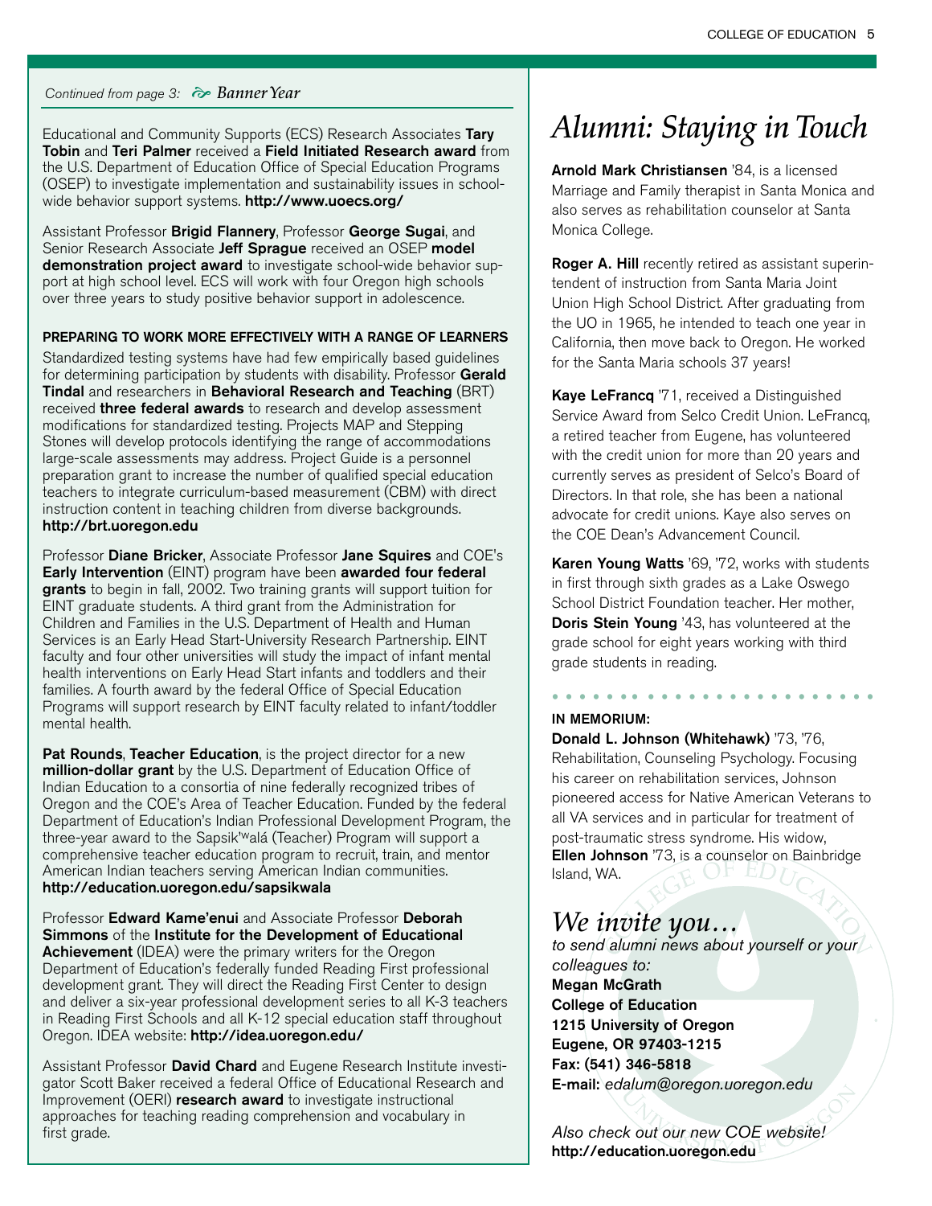*Continued from page 3: Banner Year*

Educational and Community Supports (ECS) Research Associates **Tary Tobin** and **Teri Palmer** received a **Field Initiated Research award** from the U.S. Department of Education Office of Special Education Programs (OSEP) to investigate implementation and sustainability issues in school-wide behavior support systems. **http://www.uoecs.org/**

Assistant Professor **Brigid Flannery**, Professor **George Sugai**, and Senior Research Associate **Jeff Sprague** received an OSEP **model demonstration project award** to investigate school-wide behavior support at high school level. ECS will work with four Oregon high schools over three years to study positive behavior support in adolescence.

**PREPARING TO WORK MORE EFFECTIVELY WITH A RANGE OF LEARNERS**

Standardized testing systems have had few empirically based guidelines for determining participation by students with disability. Professor **Gerald Tindal** and researchers in **Behavioral Research and Teaching** (BRT) received **three federal awards** to research and develop assessment modifications for standardized testing. Projects MAP and Stepping Stones will develop protocols identifying the range of accommodations large-scale assessments may address. Project Guide is a personnel preparation grant to increase the number of qualified special education teachers to integrate curriculum-based measurement (CBM) with direct instruction content in teaching children from diverse backgrounds. **http://brt.uoregon.edu**

Professor **Diane Bricker**, Associate Professor **Jane Squires** and COE's **Early Intervention** (EINT) program have been **awarded four federal grants** to begin in fall, 2002. Two training grants will support tuition for EINT graduate students. A third grant from the Administration for Children and Families in the U.S. Department of Health and Human Services is an Early Head Start-University Research Partnership. EINT faculty and four other universities will study the impact of infant mental health interventions on Early Head Start infants and toddlers and their families. A fourth award by the federal Office of Special Education Programs will support research by EINT faculty related to infant/toddler mental health.

**Pat Rounds**, **Teacher Education**, is the project director for a new **million-dollar grant** by the U.S. Department of Education Office of Indian Education to a consortia of nine federally recognized tribes of Oregon and the COE's Area of Teacher Education. Funded by the federal Department of Education's Indian Professional Development Program, the three-year award to the Sapsikʷalá (Teacher) Program will support a comprehensive teacher education program to recruit, train, and mentor American Indian teachers serving American Indian communities. **http://education.uoregon.edu/sapsikwala**

Professor **Edward Kame'enui** and Associate Professor **Deborah Simmons** of the **Institute for the Development of Educational Achievement** (IDEA) were the primary writers for the Oregon Department of Education's federally funded Reading First professional development grant. They will direct the Reading First Center to design and deliver a six-year professional development series to all K-3 teachers in Reading First Schools and all K-12 special education staff throughout Oregon. IDEA website: **http://idea.uoregon.edu/**

Assistant Professor **David Chard** and Eugene Research Institute investigator Scott Baker received a federal Office of Educational Research and Improvement (OERI) **research award** to investigate instructional approaches for teaching reading comprehension and vocabulary in first grade.

# *Alumni: Staying in Touch*

**Arnold Mark Christiansen** '84, is a licensed Marriage and Family therapist in Santa Monica and also serves as rehabilitation counselor at Santa Monica College.

**Roger A. Hill** recently retired as assistant superintendent of instruction from Santa Maria Joint Union High School District. After graduating from the UO in 1965, he intended to teach one year in California, then move back to Oregon. He worked for the Santa Maria schools 37 years!

**Kaye LeFrancq** '71, received a Distinguished Service Award from Selco Credit Union. LeFrancq, a retired teacher from Eugene, has volunteered with the credit union for more than 20 years and currently serves as president of Selco's Board of Directors. In that role, she has been a national advocate for credit unions. Kaye also serves on the COE Dean's Advancement Council.

**Karen Young Watts** '69, '72, works with students in first through sixth grades as a Lake Oswego School District Foundation teacher. Her mother, **Doris Stein Young** '43, has volunteered at the grade school for eight years working with third grade students in reading.

**IN MEMORIUM:**

**Donald L. Johnson (Whitehawk)** '73, '76, Rehabilitation, Counseling Psychology. Focusing his career on rehabilitation services, Johnson pioneered access for Native American Veterans to all VA services and in particular for treatment of post-traumatic stress syndrome. His widow, **Ellen Johnson** '73, is a counselor on Bainbridge Island, WA.

## *We invite you…*

*to send alumni news about yourself or your colleagues to:*

**Megan McGrath**
**College of Education**
**1215 University of Oregon**
**Eugene, OR 97403-1215**
**Fax: (541) 346-5818**
**E-mail:** *edalum@oregon.uoregon.edu*

*Also check out our new COE website!*
**http://education.uoregon.edu**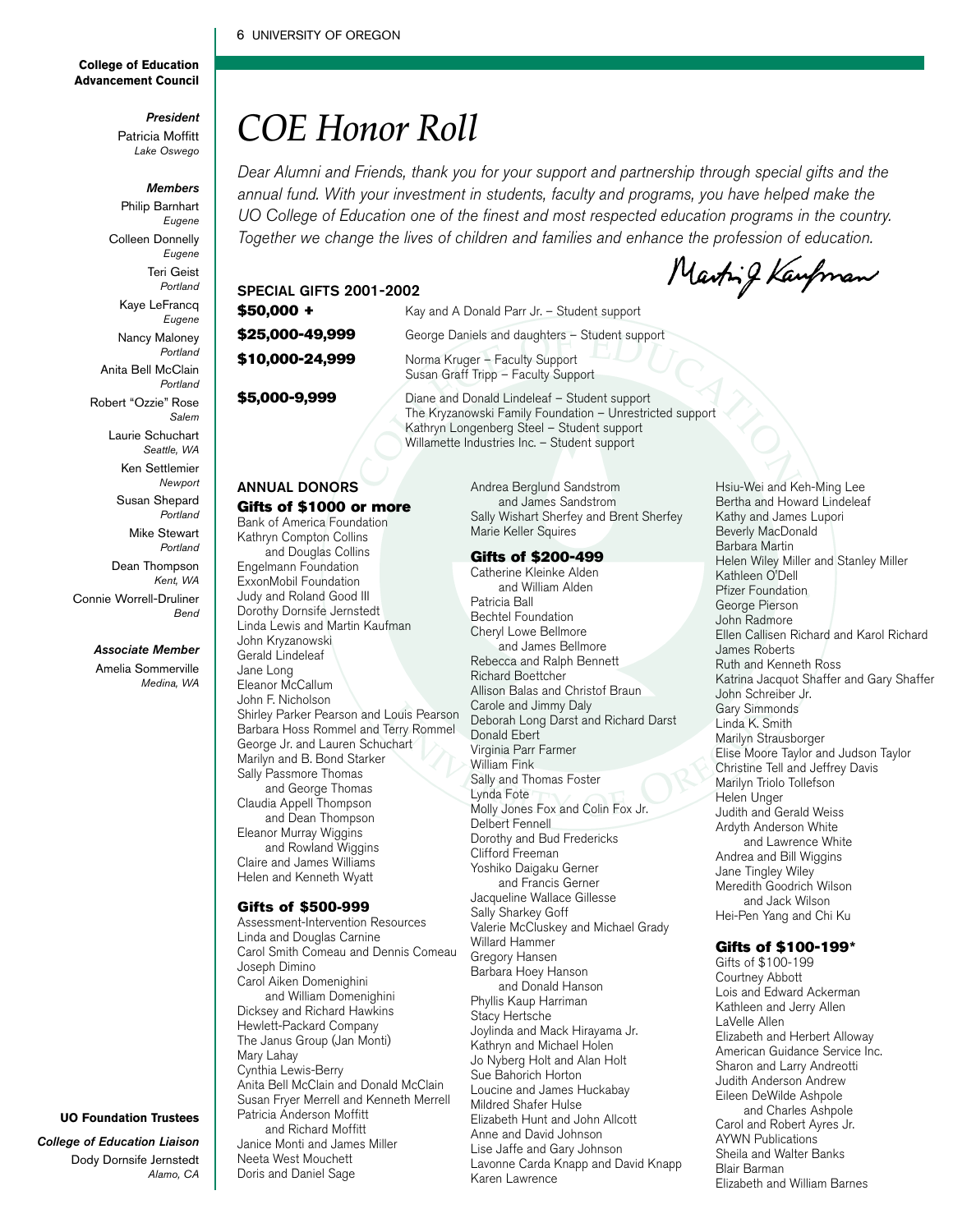**College of Education Advancement Council**

***President***

Patricia Moffitt
*Lake Oswego*

***Members***

Philip Barnhart
*Eugene*

Colleen Donnelly
*Eugene*

Teri Geist
*Portland*

Kaye LeFrancq
*Eugene*

Nancy Maloney
*Portland*

Anita Bell McClain
*Portland*

Robert "Ozzie" Rose
*Salem*

Laurie Schuchart
*Seattle, WA*

Ken Settlemier
*Newport*

Susan Shepard
*Portland*

Mike Stewart
*Portland*

Dean Thompson
*Kent, WA*

Connie Worrell-Druliner
*Bend*

***Associate Member***

Amelia Sommerville
*Medina, WA*

**UO Foundation Trustees**

***College of Education Liaison***

Dody Dornsife Jernstedt
*Alamo, CA*

# COE Honor Roll

*Dear Alumni and Friends, thank you for your support and partnership through special gifts and the annual fund. With your investment in students, faculty and programs, you have helped make the UO College of Education one of the finest and most respected education programs in the country. Together we change the lives of children and families and enhance the profession of education.*

Martin J Kaufman

## SPECIAL GIFTS 2001-2002

**$50,000 +**
Kay and A Donald Parr Jr. – Student support

**$25,000-49,999**
George Daniels and daughters – Student support

**$10,000-24,999**
Norma Kruger – Faculty Support
Susan Graff Tripp – Faculty Support

**$5,000-9,999**
Diane and Donald Lindeleaf – Student support
The Kryzanowski Family Foundation – Unrestricted support
Kathryn Longenberg Steel – Student support
Willamette Industries Inc. – Student support

## ANNUAL DONORS

### Gifts of $1000 or more

Bank of America Foundation
Kathryn Compton Collins and Douglas Collins
Engelmann Foundation
ExxonMobil Foundation
Judy and Roland Good III
Dorothy Dornsife Jernstedt
Linda Lewis and Martin Kaufman
John Kryzanowski
Gerald Lindeleaf
Jane Long
Eleanor McCallum
John F. Nicholson
Shirley Parker Pearson and Louis Pearson
Barbara Hoss Rommel and Terry Rommel
George Jr. and Lauren Schuchart
Marilyn and B. Bond Starker
Sally Passmore Thomas and George Thomas
Claudia Appell Thompson and Dean Thompson
Eleanor Murray Wiggins and Rowland Wiggins
Claire and James Williams
Helen and Kenneth Wyatt

### Gifts of $500-999

Assessment-Intervention Resources
Linda and Douglas Carnine
Carol Smith Comeau and Dennis Comeau
Joseph Dimino
Carol Aiken Domenighini and William Domenighini
Dicksey and Richard Hawkins
Hewlett-Packard Company
The Janus Group (Jan Monti)
Mary Lahay
Cynthia Lewis-Berry
Anita Bell McClain and Donald McClain
Susan Fryer Merrell and Kenneth Merrell
Patricia Anderson Moffitt and Richard Moffitt
Janice Monti and James Miller
Neeta West Mouchett
Doris and Daniel Sage
Andrea Berglund Sandstrom and James Sandstrom
Sally Wishart Sherfey and Brent Sherfey
Marie Keller Squires

### Gifts of $200-499

Catherine Kleinke Alden and William Alden
Patricia Ball
Bechtel Foundation
Cheryl Lowe Bellmore and James Bellmore
Rebecca and Ralph Bennett
Richard Boettcher
Allison Balas and Christof Braun
Carole and Jimmy Daly
Deborah Long Darst and Richard Darst
Donald Ebert
Virginia Parr Farmer
William Fink
Sally and Thomas Foster
Lynda Fote
Molly Jones Fox and Colin Fox Jr.
Delbert Fennell
Dorothy and Bud Fredericks
Clifford Freeman
Yoshiko Daigaku Gerner and Francis Gerner
Jacqueline Wallace Gillesse
Sally Sharkey Goff
Valerie McCluskey and Michael Grady
Willard Hammer
Gregory Hansen
Barbara Hoey Hanson and Donald Hanson
Phyllis Kaup Harriman
Stacy Hertsche
Joylinda and Mack Hirayama Jr.
Kathryn and Michael Holen
Jo Nyberg Holt and Alan Holt
Sue Bahorich Horton
Loucine and James Huckabay
Mildred Shafer Hulse
Elizabeth Hunt and John Allcott
Anne and David Johnson
Lise Jaffe and Gary Johnson
Lavonne Carda Knapp and David Knapp
Karen Lawrence
Hsiu-Wei and Keh-Ming Lee
Bertha and Howard Lindeleaf
Kathy and James Lupori
Beverly MacDonald
Barbara Martin
Helen Wiley Miller and Stanley Miller
Kathleen O'Dell
Pfizer Foundation
George Pierson
John Radmore
Ellen Callisen Richard and Karol Richard
James Roberts
Ruth and Kenneth Ross
Katrina Jacquot Shaffer and Gary Shaffer
John Schreiber Jr.
Gary Simmonds
Linda K. Smith
Marilyn Strausborger
Elise Moore Taylor and Judson Taylor
Christine Tell and Jeffrey Davis
Marilyn Triolo Tollefson
Helen Unger
Judith and Gerald Weiss
Ardyth Anderson White and Lawrence White
Andrea and Bill Wiggins
Jane Tingley Wiley
Meredith Goodrich Wilson and Jack Wilson
Hei-Pen Yang and Chi Ku

### Gifts of $100-199*

Gifts of $100-199
Courtney Abbott
Lois and Edward Ackerman
Kathleen and Jerry Allen
LaVelle Allen
Elizabeth and Herbert Alloway
American Guidance Service Inc.
Sharon and Larry Andreotti
Judith Anderson Andrew
Eileen DeWilde Ashpole and Charles Ashpole
Carol and Robert Ayres Jr.
AYWN Publications
Sheila and Walter Banks
Blair Barman
Elizabeth and William Barnes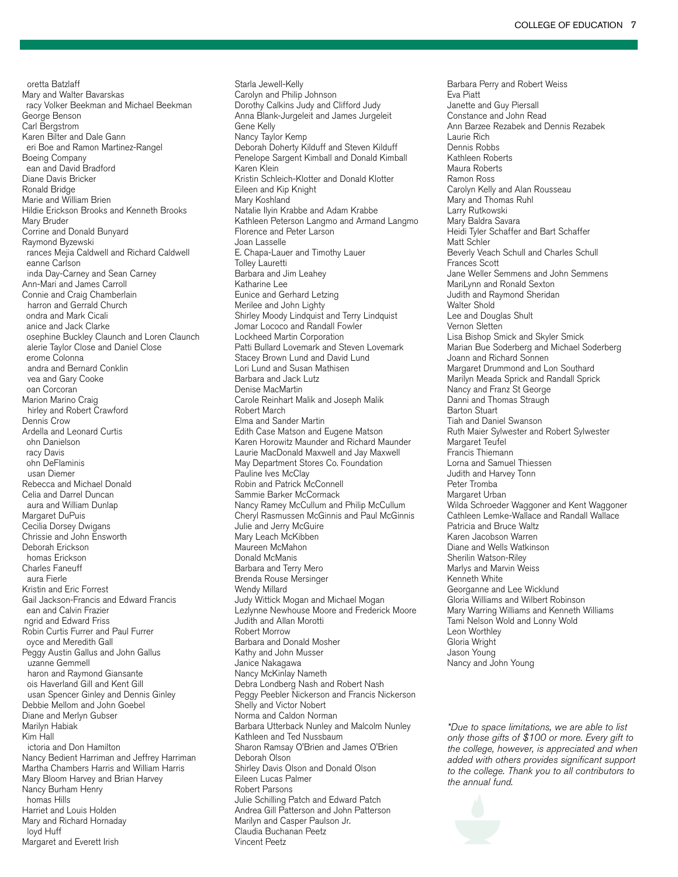oretta Batzlaff
Mary and Walter Bavarskas
racy Volker Beekman and Michael Beekman
George Benson
Carl Bergstrom
Karen Bilter and Dale Gann
eri Boe and Ramon Martinez-Rangel
Boeing Company
ean and David Bradford
Diane Davis Bricker
Ronald Bridge
Marie and William Brien
Hildie Erickson Brooks and Kenneth Brooks
Mary Bruder
Corrine and Donald Bunyard
Raymond Byzewski
rances Mejia Caldwell and Richard Caldwell
eanne Carlson
inda Day-Carney and Sean Carney
Ann-Mari and James Carroll
Connie and Craig Chamberlain
harron and Gerrald Church
ondra and Mark Cicali
anice and Jack Clarke
osephine Buckley Claunch and Loren Claunch
alerie Taylor Close and Daniel Close
erome Colonna
andra and Bernard Conklin
vea and Gary Cooke
oan Corcoran
Marion Marino Craig
hirley and Robert Crawford
Dennis Crow
Ardella and Leonard Curtis
ohn Danielson
racy Davis
ohn DeFlaminis
usan Diemer
Rebecca and Michael Donald
Celia and Darrel Duncan
aura and William Dunlap
Margaret DuPuis
Cecilia Dorsey Dwigans
Chrissie and John Ensworth
Deborah Erickson
homas Erickson
Charles Faneuff
aura Fierle
Kristin and Eric Forrest
Gail Jackson-Francis and Edward Francis
ean and Calvin Frazier
ngrid and Edward Friss
Robin Curtis Furrer and Paul Furrer
oyce and Meredith Gall
Peggy Austin Gallus and John Gallus
uzanne Gemmell
haron and Raymond Giansante
ois Haverland Gill and Kent Gill
usan Spencer Ginley and Dennis Ginley
Debbie Mellom and John Goebel
Diane and Merlyn Gubser
Marilyn Habiak
Kim Hall
ictoria and Don Hamilton
Nancy Bedient Harriman and Jeffrey Harriman
Martha Chambers Harris and William Harris
Mary Bloom Harvey and Brian Harvey
Nancy Burham Henry
homas Hills
Harriet and Louis Holden
Mary and Richard Hornaday
loyd Huff
Margaret and Everett Irish
Starla Jewell-Kelly
Carolyn and Philip Johnson
Dorothy Calkins Judy and Clifford Judy
Anna Blank-Jurgeleit and James Jurgeleit
Gene Kelly
Nancy Taylor Kemp
Deborah Doherty Kilduff and Steven Kilduff
Penelope Sargent Kimball and Donald Kimball
Karen Klein
Kristin Schleich-Klotter and Donald Klotter
Eileen and Kip Knight
Mary Koshland
Natalie Ilyin Krabbe and Adam Krabbe
Kathleen Peterson Langmo and Armand Langmo
Florence and Peter Larson
Joan Lasselle
E. Chapa-Lauer and Timothy Lauer
Tolley Lauretti
Barbara and Jim Leahey
Katharine Lee
Eunice and Gerhard Letzing
Merilee and John Lighty
Shirley Moody Lindquist and Terry Lindquist
Jomar Lococo and Randall Fowler
Lockheed Martin Corporation
Patti Bullard Lovemark and Steven Lovemark
Stacey Brown Lund and David Lund
Lori Lund and Susan Mathisen
Barbara and Jack Lutz
Denise MacMartin
Carole Reinhart Malik and Joseph Malik
Robert March
Elma and Sander Martin
Edith Case Matson and Eugene Matson
Karen Horowitz Maunder and Richard Maunder
Laurie MacDonald Maxwell and Jay Maxwell
May Department Stores Co. Foundation
Pauline Ives McClay
Robin and Patrick McConnell
Sammie Barker McCormack
Nancy Ramey McCullum and Philip McCullum
Cheryl Rasmussen McGinnis and Paul McGinnis
Julie and Jerry McGuire
Mary Leach McKibben
Maureen McMahon
Donald McManis
Barbara and Terry Mero
Brenda Rouse Mersinger
Wendy Millard
Judy Wittick Mogan and Michael Mogan
Lezlynne Newhouse Moore and Frederick Moore
Judith and Allan Morotti
Robert Morrow
Barbara and Donald Mosher
Kathy and John Musser
Janice Nakagawa
Nancy McKinlay Nameth
Debra Londberg Nash and Robert Nash
Peggy Peebler Nickerson and Francis Nickerson
Shelly and Victor Nobert
Norma and Caldon Norman
Barbara Utterback Nunley and Malcolm Nunley
Kathleen and Ted Nussbaum
Sharon Ramsay O'Brien and James O'Brien
Deborah Olson
Shirley Davis Olson and Donald Olson
Eileen Lucas Palmer
Robert Parsons
Julie Schilling Patch and Edward Patch
Andrea Gill Patterson and John Patterson
Marilyn and Casper Paulson Jr.
Claudia Buchanan Peetz
Vincent Peetz
Barbara Perry and Robert Weiss
Eva Piatt
Janette and Guy Piersall
Constance and John Read
Ann Barzee Rezabek and Dennis Rezabek
Laurie Rich
Dennis Robbs
Kathleen Roberts
Maura Roberts
Ramon Ross
Carolyn Kelly and Alan Rousseau
Mary and Thomas Ruhl
Larry Rutkowski
Mary Baldra Savara
Heidi Tyler Schaffer and Bart Schaffer
Matt Schler
Beverly Veach Schull and Charles Schull
Frances Scott
Jane Weller Semmens and John Semmens
MariLynn and Ronald Sexton
Judith and Raymond Sheridan
Walter Shold
Lee and Douglas Shult
Vernon Sletten
Lisa Bishop Smick and Skyler Smick
Marian Bue Soderberg and Michael Soderberg
Joann and Richard Sonnen
Margaret Drummond and Lon Southard
Marilyn Meada Sprick and Randall Sprick
Nancy and Franz St George
Danni and Thomas Straugh
Barton Stuart
Tiah and Daniel Swanson
Ruth Maier Sylwester and Robert Sylwester
Margaret Teufel
Francis Thiemann
Lorna and Samuel Thiessen
Judith and Harvey Tonn
Peter Tromba
Margaret Urban
Wilda Schroeder Waggoner and Kent Waggoner
Cathleen Lemke-Wallace and Randall Wallace
Patricia and Bruce Waltz
Karen Jacobson Warren
Diane and Wells Watkinson
Sherilin Watson-Riley
Marlys and Marvin Weiss
Kenneth White
Georganne and Lee Wicklund
Gloria Williams and Wilbert Robinson
Mary Warring Williams and Kenneth Williams
Tami Nelson Wold and Lonny Wold
Leon Worthley
Gloria Wright
Jason Young
Nancy and John Young

*\*Due to space limitations, we are able to list only those gifts of $100 or more. Every gift to the college, however, is appreciated and when added with others provides significant support to the college. Thank you to all contributors to the annual fund.*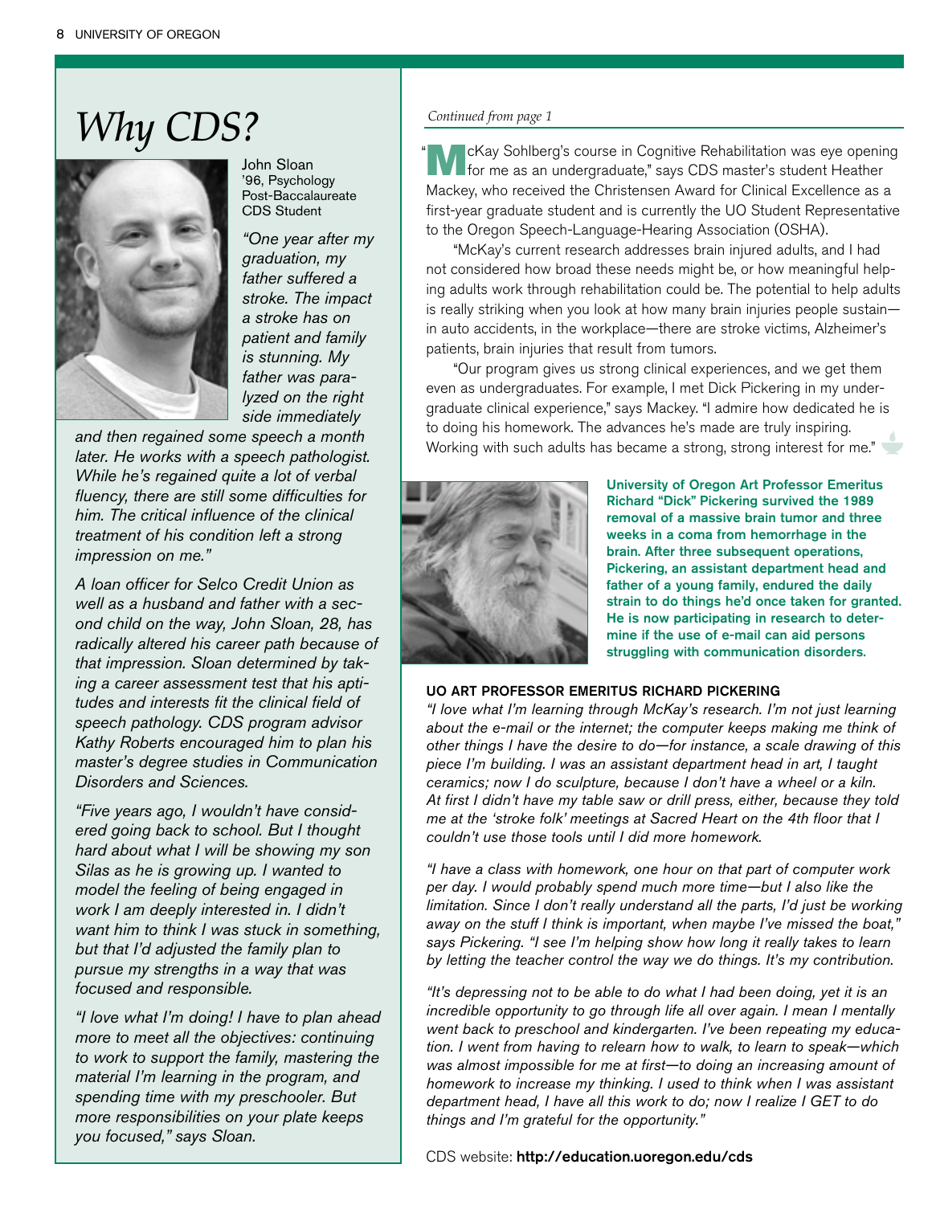# Why CDS?

John Sloan
'96, Psychology
Post-Baccalaureate
CDS Student

*"One year after my graduation, my father suffered a stroke. The impact a stroke has on patient and family is stunning. My father was paralyzed on the right side immediately and then regained some speech a month later. He works with a speech pathologist. While he's regained quite a lot of verbal fluency, there are still some difficulties for him. The critical influence of the clinical treatment of his condition left a strong impression on me."*

*A loan officer for Selco Credit Union as well as a husband and father with a second child on the way, John Sloan, 28, has radically altered his career path because of that impression. Sloan determined by taking a career assessment test that his aptitudes and interests fit the clinical field of speech pathology. CDS program advisor Kathy Roberts encouraged him to plan his master's degree studies in Communication Disorders and Sciences.*

*"Five years ago, I wouldn't have considered going back to school. But I thought hard about what I will be showing my son Silas as he is growing up. I wanted to model the feeling of being engaged in work I am deeply interested in. I didn't want him to think I was stuck in something, but that I'd adjusted the family plan to pursue my strengths in a way that was focused and responsible.*

*"I love what I'm doing! I have to plan ahead more to meet all the objectives: continuing to work to support the family, mastering the material I'm learning in the program, and spending time with my preschooler. But more responsibilities on your plate keeps you focused," says Sloan.*

*Continued from page 1*

"McKay Sohlberg's course in Cognitive Rehabilitation was eye opening for me as an undergraduate," says CDS master's student Heather Mackey, who received the Christensen Award for Clinical Excellence as a first-year graduate student and is currently the UO Student Representative to the Oregon Speech-Language-Hearing Association (OSHA).

"McKay's current research addresses brain injured adults, and I had not considered how broad these needs might be, or how meaningful helping adults work through rehabilitation could be. The potential to help adults is really striking when you look at how many brain injuries people sustain—in auto accidents, in the workplace—there are stroke victims, Alzheimer's patients, brain injuries that result from tumors.

"Our program gives us strong clinical experiences, and we get them even as undergraduates. For example, I met Dick Pickering in my undergraduate clinical experience," says Mackey. "I admire how dedicated he is to doing his homework. The advances he's made are truly inspiring. Working with such adults has became a strong, strong interest for me."

**University of Oregon Art Professor Emeritus Richard "Dick" Pickering survived the 1989 removal of a massive brain tumor and three weeks in a coma from hemorrhage in the brain. After three subsequent operations, Pickering, an assistant department head and father of a young family, endured the daily strain to do things he'd once taken for granted. He is now participating in research to determine if the use of e-mail can aid persons struggling with communication disorders.**

**UO ART PROFESSOR EMERITUS RICHARD PICKERING**

*"I love what I'm learning through McKay's research. I'm not just learning about the e-mail or the internet; the computer keeps making me think of other things I have the desire to do—for instance, a scale drawing of this piece I'm building. I was an assistant department head in art, I taught ceramics; now I do sculpture, because I don't have a wheel or a kiln. At first I didn't have my table saw or drill press, either, because they told me at the 'stroke folk' meetings at Sacred Heart on the 4th floor that I couldn't use those tools until I did more homework.*

*"I have a class with homework, one hour on that part of computer work per day. I would probably spend much more time—but I also like the limitation. Since I don't really understand all the parts, I'd just be working away on the stuff I think is important, when maybe I've missed the boat," says Pickering. "I see I'm helping show how long it really takes to learn by letting the teacher control the way we do things. It's my contribution.*

*"It's depressing not to be able to do what I had been doing, yet it is an incredible opportunity to go through life all over again. I mean I mentally went back to preschool and kindergarten. I've been repeating my education. I went from having to relearn how to walk, to learn to speak—which was almost impossible for me at first—to doing an increasing amount of homework to increase my thinking. I used to think when I was assistant department head, I have all this work to do; now I realize I GET to do things and I'm grateful for the opportunity."*

CDS website: **http://education.uoregon.edu/cds**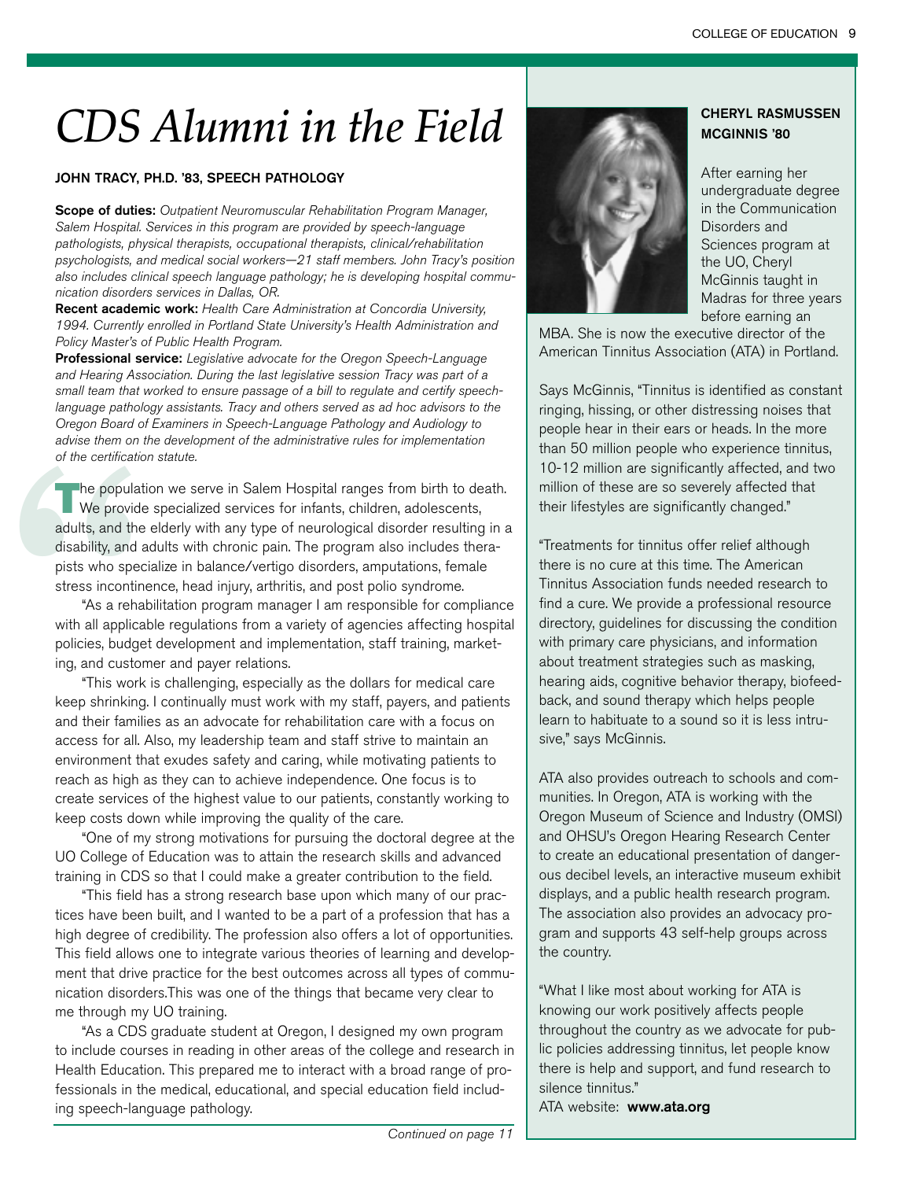# CDS Alumni in the Field

**JOHN TRACY, PH.D. '83, SPEECH PATHOLOGY**

**Scope of duties:** *Outpatient Neuromuscular Rehabilitation Program Manager, Salem Hospital. Services in this program are provided by speech-language pathologists, physical therapists, occupational therapists, clinical/rehabilitation psychologists, and medical social workers—21 staff members. John Tracy's position also includes clinical speech language pathology; he is developing hospital communication disorders services in Dallas, OR.*

**Recent academic work:** *Health Care Administration at Concordia University, 1994. Currently enrolled in Portland State University's Health Administration and Policy Master's of Public Health Program.*

**Professional service:** *Legislative advocate for the Oregon Speech-Language and Hearing Association. During the last legislative session Tracy was part of a small team that worked to ensure passage of a bill to regulate and certify speech-language pathology assistants. Tracy and others served as ad hoc advisors to the Oregon Board of Examiners in Speech-Language Pathology and Audiology to advise them on the development of the administrative rules for implementation of the certification statute.*

"The population we serve in Salem Hospital ranges from birth to death. We provide specialized services for infants, children, adolescents, adults, and the elderly with any type of neurological disorder resulting in a disability, and adults with chronic pain. The program also includes therapists who specialize in balance/vertigo disorders, amputations, female stress incontinence, head injury, arthritis, and post polio syndrome.

"As a rehabilitation program manager I am responsible for compliance with all applicable regulations from a variety of agencies affecting hospital policies, budget development and implementation, staff training, marketing, and customer and payer relations.

"This work is challenging, especially as the dollars for medical care keep shrinking. I continually must work with my staff, payers, and patients and their families as an advocate for rehabilitation care with a focus on access for all. Also, my leadership team and staff strive to maintain an environment that exudes safety and caring, while motivating patients to reach as high as they can to achieve independence. One focus is to create services of the highest value to our patients, constantly working to keep costs down while improving the quality of the care.

"One of my strong motivations for pursuing the doctoral degree at the UO College of Education was to attain the research skills and advanced training in CDS so that I could make a greater contribution to the field.

"This field has a strong research base upon which many of our practices have been built, and I wanted to be a part of a profession that has a high degree of credibility. The profession also offers a lot of opportunities. This field allows one to integrate various theories of learning and development that drive practice for the best outcomes across all types of communication disorders.This was one of the things that became very clear to me through my UO training.

"As a CDS graduate student at Oregon, I designed my own program to include courses in reading in other areas of the college and research in Health Education. This prepared me to interact with a broad range of professionals in the medical, educational, and special education field including speech-language pathology.

*Continued on page 11*

**CHERYL RASMUSSEN MCGINNIS '80**

After earning her undergraduate degree in the Communication Disorders and Sciences program at the UO, Cheryl McGinnis taught in Madras for three years before earning an MBA. She is now the executive director of the American Tinnitus Association (ATA) in Portland.

Says McGinnis, "Tinnitus is identified as constant ringing, hissing, or other distressing noises that people hear in their ears or heads. In the more than 50 million people who experience tinnitus, 10-12 million are significantly affected, and two million of these are so severely affected that their lifestyles are significantly changed."

"Treatments for tinnitus offer relief although there is no cure at this time. The American Tinnitus Association funds needed research to find a cure. We provide a professional resource directory, guidelines for discussing the condition with primary care physicians, and information about treatment strategies such as masking, hearing aids, cognitive behavior therapy, biofeedback, and sound therapy which helps people learn to habituate to a sound so it is less intrusive," says McGinnis.

ATA also provides outreach to schools and communities. In Oregon, ATA is working with the Oregon Museum of Science and Industry (OMSI) and OHSU's Oregon Hearing Research Center to create an educational presentation of dangerous decibel levels, an interactive museum exhibit displays, and a public health research program. The association also provides an advocacy program and supports 43 self-help groups across the country.

"What I like most about working for ATA is knowing our work positively affects people throughout the country as we advocate for public policies addressing tinnitus, let people know there is help and support, and fund research to silence tinnitus."

ATA website: **www.ata.org**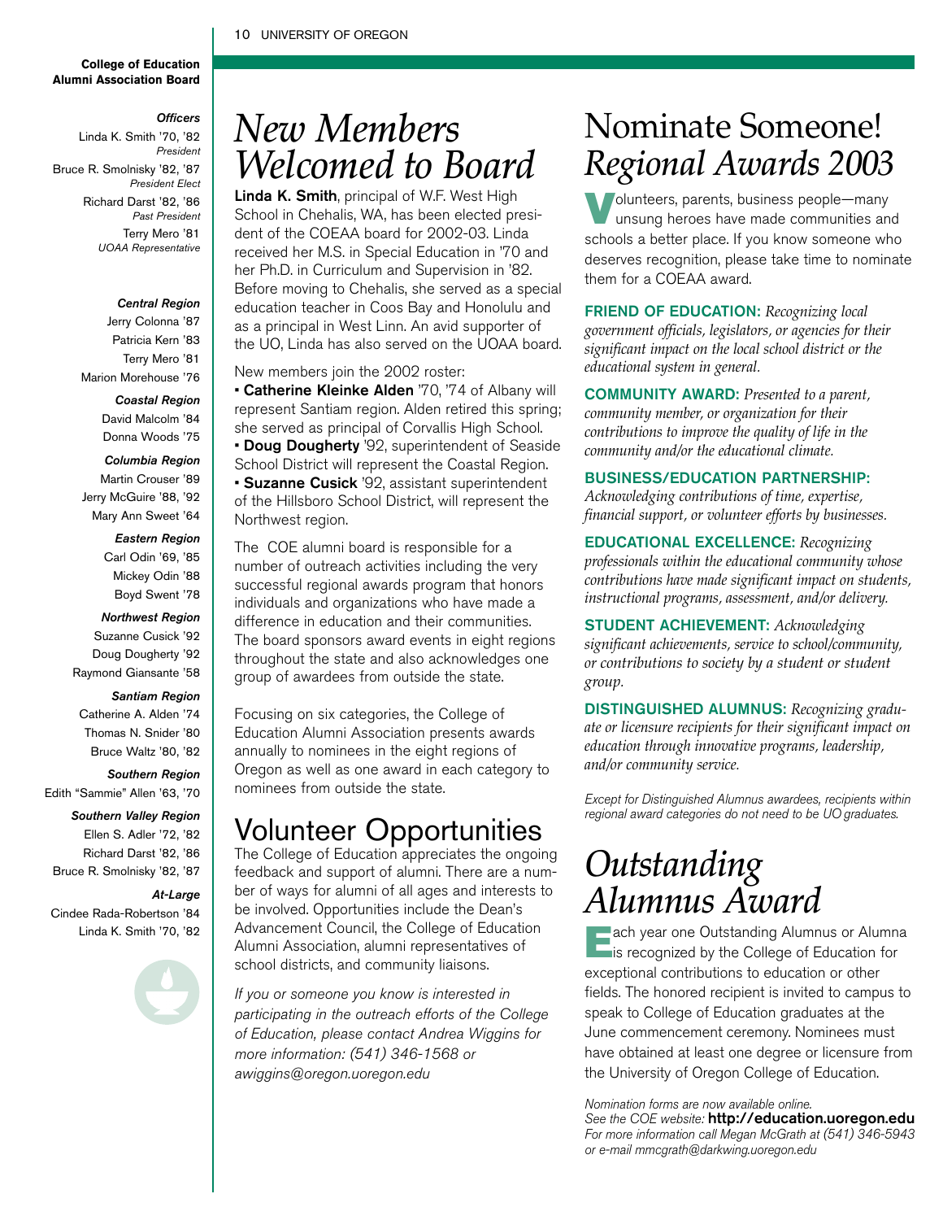**College of Education Alumni Association Board**

***Officers***

Linda K. Smith '70, '82
*President*

Bruce R. Smolnisky '82, '87
*President Elect*

Richard Darst '82, '86
*Past President*

Terry Mero '81
*UOAA Representative*

***Central Region***

Jerry Colonna '87
Patricia Kern '83
Terry Mero '81
Marion Morehouse '76

***Coastal Region***

David Malcolm '84
Donna Woods '75

***Columbia Region***

Martin Crouser '89
Jerry McGuire '88, '92
Mary Ann Sweet '64

***Eastern Region***

Carl Odin '69, '85
Mickey Odin '88
Boyd Swent '78

***Northwest Region***

Suzanne Cusick '92
Doug Dougherty '92
Raymond Giansante '58

***Santiam Region***

Catherine A. Alden '74
Thomas N. Snider '80
Bruce Waltz '80, '82

***Southern Region***

Edith "Sammie" Allen '63, '70

***Southern Valley Region***

Ellen S. Adler '72, '82
Richard Darst '82, '86
Bruce R. Smolnisky '82, '87

***At-Large***

Cindee Rada-Robertson '84
Linda K. Smith '70, '82

# *New Members Welcomed to Board*

**Linda K. Smith**, principal of W.F. West High School in Chehalis, WA, has been elected president of the COEAA board for 2002-03. Linda received her M.S. in Special Education in '70 and her Ph.D. in Curriculum and Supervision in '82. Before moving to Chehalis, she served as a special education teacher in Coos Bay and Honolulu and as a principal in West Linn. An avid supporter of the UO, Linda has also served on the UOAA board.

New members join the 2002 roster:

- **Catherine Kleinke Alden** '70, '74 of Albany will represent Santiam region. Alden retired this spring; she served as principal of Corvallis High School.
- **Doug Dougherty** '92, superintendent of Seaside School District will represent the Coastal Region.
- **Suzanne Cusick** '92, assistant superintendent of the Hillsboro School District, will represent the Northwest region.

The COE alumni board is responsible for a number of outreach activities including the very successful regional awards program that honors individuals and organizations who have made a difference in education and their communities. The board sponsors award events in eight regions throughout the state and also acknowledges one group of awardees from outside the state.

Focusing on six categories, the College of Education Alumni Association presents awards annually to nominees in the eight regions of Oregon as well as one award in each category to nominees from outside the state.

# Volunteer Opportunities

The College of Education appreciates the ongoing feedback and support of alumni. There are a number of ways for alumni of all ages and interests to be involved. Opportunities include the Dean's Advancement Council, the College of Education Alumni Association, alumni representatives of school districts, and community liaisons.

*If you or someone you know is interested in participating in the outreach efforts of the College of Education, please contact Andrea Wiggins for more information: (541) 346-1568 or awiggins@oregon.uoregon.edu*

# Nominate Someone! *Regional Awards 2003*

Volunteers, parents, business people—many unsung heroes have made communities and schools a better place. If you know someone who deserves recognition, please take time to nominate them for a COEAA award.

**FRIEND OF EDUCATION:** *Recognizing local government officials, legislators, or agencies for their significant impact on the local school district or the educational system in general.*

**COMMUNITY AWARD:** *Presented to a parent, community member, or organization for their contributions to improve the quality of life in the community and/or the educational climate.*

**BUSINESS/EDUCATION PARTNERSHIP:** *Acknowledging contributions of time, expertise, financial support, or volunteer efforts by businesses.*

**EDUCATIONAL EXCELLENCE:** *Recognizing professionals within the educational community whose contributions have made significant impact on students, instructional programs, assessment, and/or delivery.*

**STUDENT ACHIEVEMENT:** *Acknowledging significant achievements, service to school/community, or contributions to society by a student or student group.*

**DISTINGUISHED ALUMNUS:** *Recognizing graduate or licensure recipients for their significant impact on education through innovative programs, leadership, and/or community service.*

*Except for Distinguished Alumnus awardees, recipients within regional award categories do not need to be UO graduates.*

# *Outstanding Alumnus Award*

Each year one Outstanding Alumnus or Alumna is recognized by the College of Education for exceptional contributions to education or other fields. The honored recipient is invited to campus to speak to College of Education graduates at the June commencement ceremony. Nominees must have obtained at least one degree or licensure from the University of Oregon College of Education.

*Nomination forms are now available online.*
*See the COE website:* **http://education.uoregon.edu**
*For more information call Megan McGrath at (541) 346-5943 or e-mail mmcgrath@darkwing.uoregon.edu*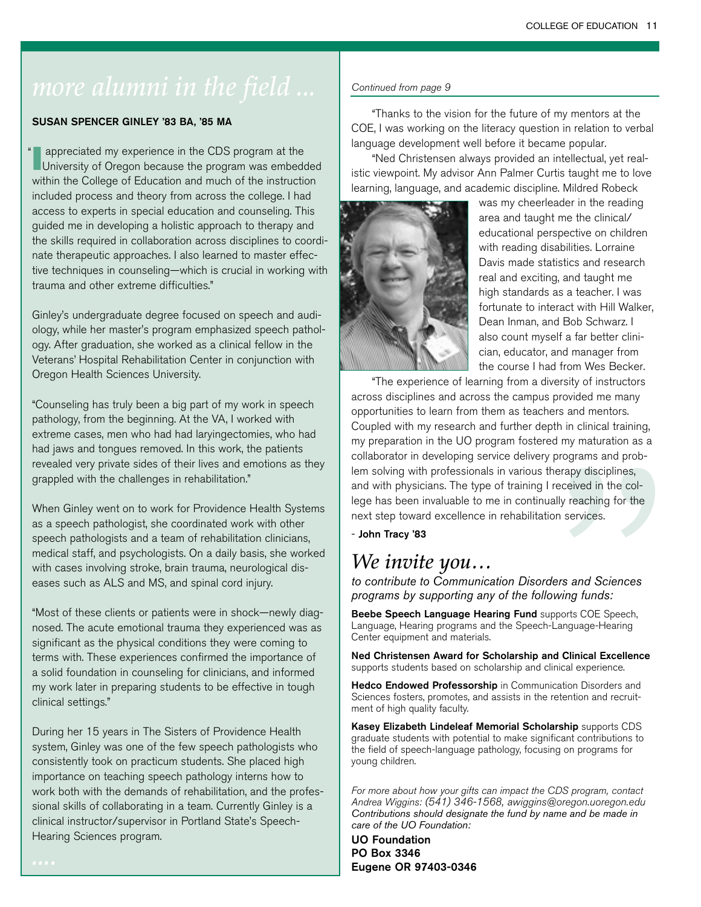# *more alumni in the field ...*

**SUSAN SPENCER GINLEY '83 BA, '85 MA**

"I appreciated my experience in the CDS program at the University of Oregon because the program was embedded within the College of Education and much of the instruction included process and theory from across the college. I had access to experts in special education and counseling. This guided me in developing a holistic approach to therapy and the skills required in collaboration across disciplines to coordinate therapeutic approaches. I also learned to master effective techniques in counseling—which is crucial in working with trauma and other extreme difficulties."

Ginley's undergraduate degree focused on speech and audiology, while her master's program emphasized speech pathology. After graduation, she worked as a clinical fellow in the Veterans' Hospital Rehabilitation Center in conjunction with Oregon Health Sciences University.

"Counseling has truly been a big part of my work in speech pathology, from the beginning. At the VA, I worked with extreme cases, men who had had laryingectomies, who had had jaws and tongues removed. In this work, the patients revealed very private sides of their lives and emotions as they grappled with the challenges in rehabilitation."

When Ginley went on to work for Providence Health Systems as a speech pathologist, she coordinated work with other speech pathologists and a team of rehabilitation clinicians, medical staff, and psychologists. On a daily basis, she worked with cases involving stroke, brain trauma, neurological diseases such as ALS and MS, and spinal cord injury.

"Most of these clients or patients were in shock—newly diagnosed. The acute emotional trauma they experienced was as significant as the physical conditions they were coming to terms with. These experiences confirmed the importance of a solid foundation in counseling for clinicians, and informed my work later in preparing students to be effective in tough clinical settings."

During her 15 years in The Sisters of Providence Health system, Ginley was one of the few speech pathologists who consistently took on practicum students. She placed high importance on teaching speech pathology interns how to work both with the demands of rehabilitation, and the professional skills of collaborating in a team. Currently Ginley is a clinical instructor/supervisor in Portland State's Speech-Hearing Sciences program.

*Continued from page 9*

"Thanks to the vision for the future of my mentors at the COE, I was working on the literacy question in relation to verbal language development well before it became popular.

"Ned Christensen always provided an intellectual, yet realistic viewpoint. My advisor Ann Palmer Curtis taught me to love learning, language, and academic discipline. Mildred Robeck was my cheerleader in the reading area and taught me the clinical/educational perspective on children with reading disabilities. Lorraine Davis made statistics and research real and exciting, and taught me high standards as a teacher. I was fortunate to interact with Hill Walker, Dean Inman, and Bob Schwarz. I also count myself a far better clinician, educator, and manager from the course I had from Wes Becker.

"The experience of learning from a diversity of instructors across disciplines and across the campus provided me many opportunities to learn from them as teachers and mentors. Coupled with my research and further depth in clinical training, my preparation in the UO program fostered my maturation as a collaborator in developing service delivery programs and problem solving with professionals in various therapy disciplines, and with physicians. The type of training I received in the college has been invaluable to me in continually reaching for the next step toward excellence in rehabilitation services.

\- **John Tracy '83**

## *We invite you…*

*to contribute to Communication Disorders and Sciences programs by supporting any of the following funds:*

**Beebe Speech Language Hearing Fund** supports COE Speech, Language, Hearing programs and the Speech-Language-Hearing Center equipment and materials.

**Ned Christensen Award for Scholarship and Clinical Excellence** supports students based on scholarship and clinical experience.

**Hedco Endowed Professorship** in Communication Disorders and Sciences fosters, promotes, and assists in the retention and recruitment of high quality faculty.

**Kasey Elizabeth Lindeleaf Memorial Scholarship** supports CDS graduate students with potential to make significant contributions to the field of speech-language pathology, focusing on programs for young children.

*For more about how your gifts can impact the CDS program, contact Andrea Wiggins: (541) 346-1568, awiggins@oregon.uoregon.edu Contributions should designate the fund by name and be made in care of the UO Foundation:*

**UO Foundation**
**PO Box 3346**
**Eugene OR 97403-0346**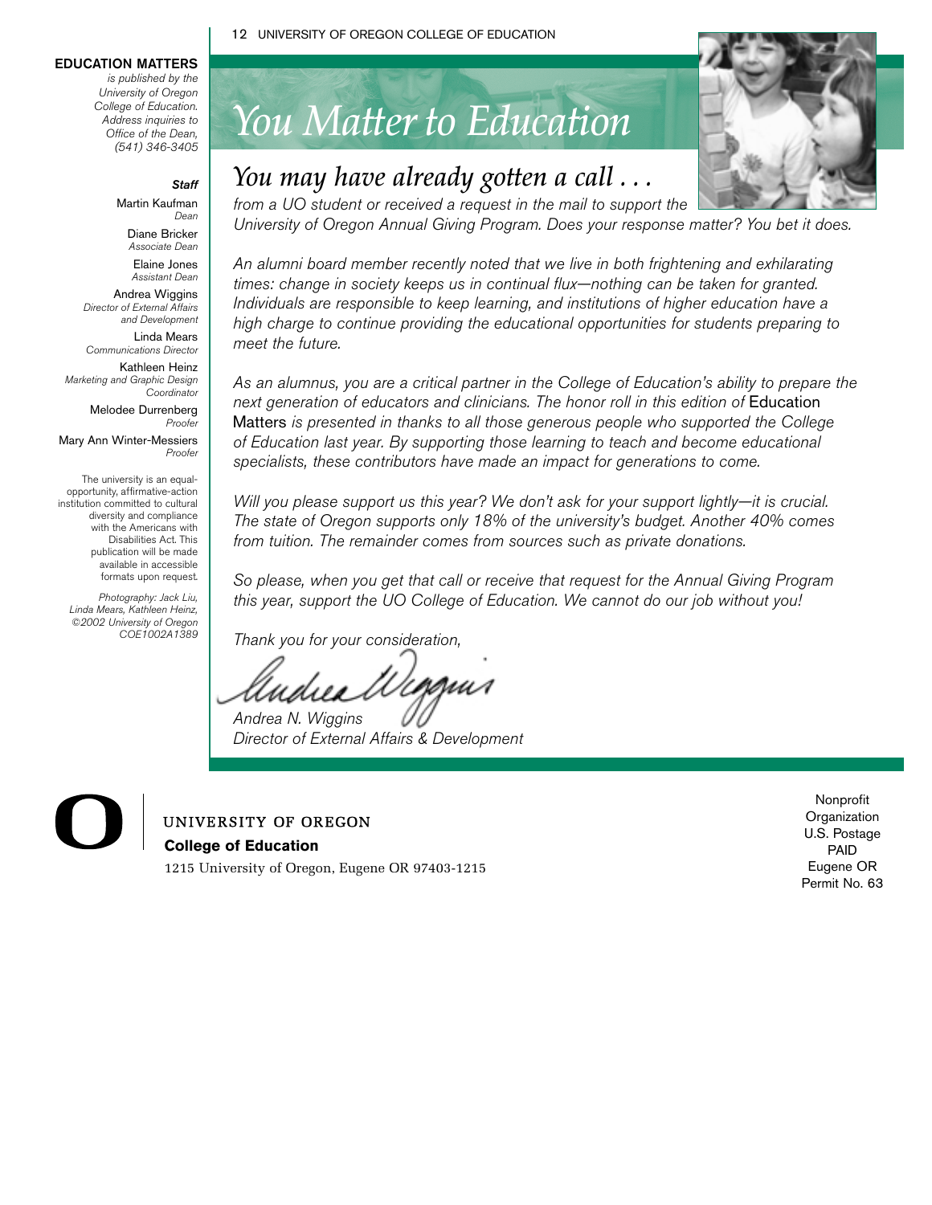**EDUCATION MATTERS**
*is published by the University of Oregon College of Education. Address inquiries to Office of the Dean, (541) 346-3405*

***Staff***

Martin Kaufman
*Dean*

Diane Bricker
*Associate Dean*

Elaine Jones
*Assistant Dean*

Andrea Wiggins
*Director of External Affairs and Development*

Linda Mears
*Communications Director*

Kathleen Heinz
*Marketing and Graphic Design Coordinator*

Melodee Durrenberg
*Proofer*

Mary Ann Winter-Messiers
*Proofer*

The university is an equal-opportunity, affirmative-action institution committed to cultural diversity and compliance with the Americans with Disabilities Act. This publication will be made available in accessible formats upon request.

*Photography: Jack Liu, Linda Mears, Kathleen Heinz, ©2002 University of Oregon COE1002A1389*

# *You Matter to Education*

## *You may have already gotten a call . . .*

*from a UO student or received a request in the mail to support the University of Oregon Annual Giving Program. Does your response matter? You bet it does.*

*An alumni board member recently noted that we live in both frightening and exhilarating times: change in society keeps us in continual flux—nothing can be taken for granted. Individuals are responsible to keep learning, and institutions of higher education have a high charge to continue providing the educational opportunities for students preparing to meet the future.*

*As an alumnus, you are a critical partner in the College of Education's ability to prepare the next generation of educators and clinicians. The honor roll in this edition of* Education Matters *is presented in thanks to all those generous people who supported the College of Education last year. By supporting those learning to teach and become educational specialists, these contributors have made an impact for generations to come.*

*Will you please support us this year? We don't ask for your support lightly—it is crucial. The state of Oregon supports only 18% of the university's budget. Another 40% comes from tuition. The remainder comes from sources such as private donations.*

*So please, when you get that call or receive that request for the Annual Giving Program this year, support the UO College of Education. We cannot do our job without you!*

*Thank you for your consideration,*

*Andrea N. Wiggins*
*Director of External Affairs & Development*

UNIVERSITY OF OREGON
**College of Education**
1215 University of Oregon, Eugene OR 97403-1215

Nonprofit Organization
U.S. Postage
PAID
Eugene OR
Permit No. 63